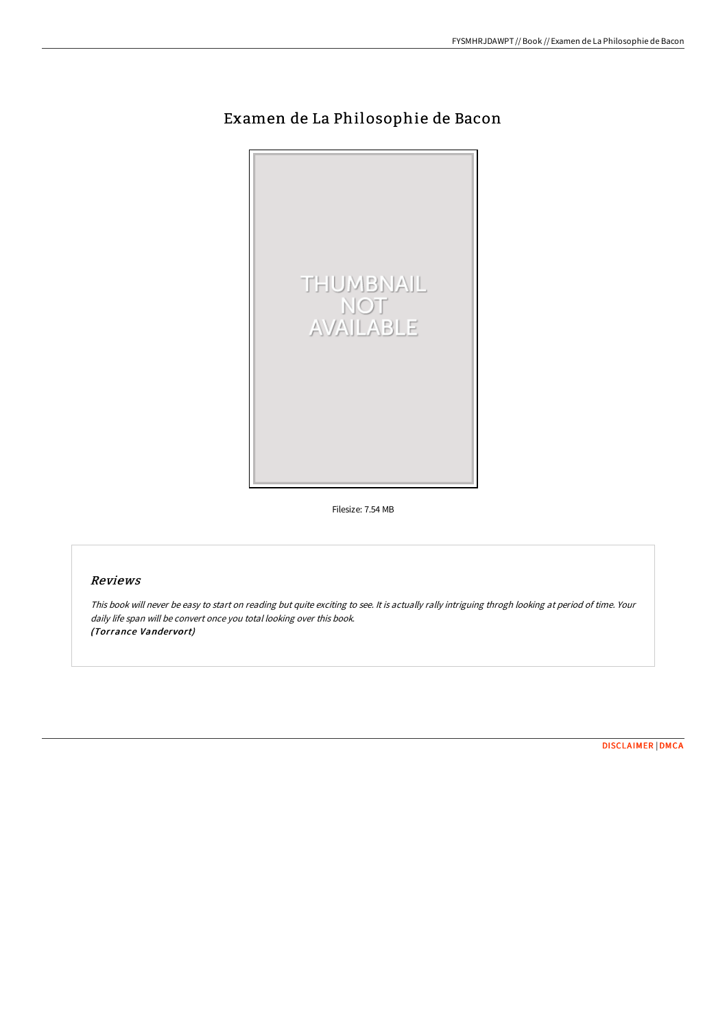# Examen de La Philosophie de Bacon

Filesize: 7.54 MB

## *Reviews*

*This book will never be easy to start on reading but quite exciting to see. It is actually rally intriguing throgh looking at period of time. Your daily life span will be convert once you total looking over this book.*
*(Torrance Vandervort)*

DISCLAIMER | DMCA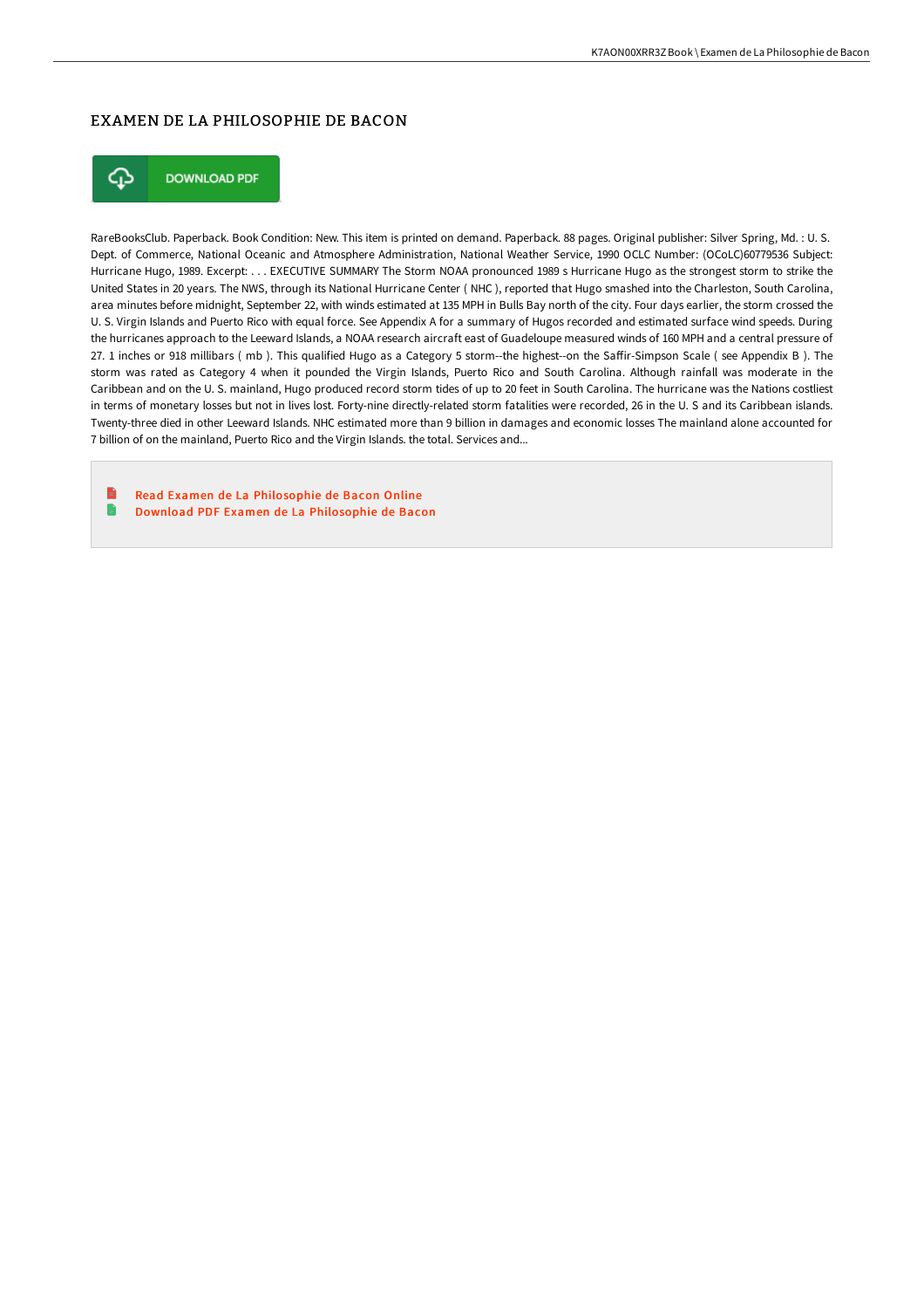## EXAMEN DE LA PHILOSOPHIE DE BACON

DOWNLOAD PDF

RareBooksClub. Paperback. Book Condition: New. This item is printed on demand. Paperback. 88 pages. Original publisher: Silver Spring, Md. : U. S. Dept. of Commerce, National Oceanic and Atmosphere Administration, National Weather Service, 1990 OCLC Number: (OCoLC)60779536 Subject: Hurricane Hugo, 1989. Excerpt: . . . EXECUTIVE SUMMARY The Storm NOAA pronounced 1989 s Hurricane Hugo as the strongest storm to strike the United States in 20 years. The NWS, through its National Hurricane Center ( NHC ), reported that Hugo smashed into the Charleston, South Carolina, area minutes before midnight, September 22, with winds estimated at 135 MPH in Bulls Bay north of the city. Four days earlier, the storm crossed the U. S. Virgin Islands and Puerto Rico with equal force. See Appendix A for a summary of Hugos recorded and estimated surface wind speeds. During the hurricanes approach to the Leeward Islands, a NOAA research aircraft east of Guadeloupe measured winds of 160 MPH and a central pressure of 27. 1 inches or 918 millibars ( mb ). This qualified Hugo as a Category 5 storm--the highest--on the Saffir-Simpson Scale ( see Appendix B ). The storm was rated as Category 4 when it pounded the Virgin Islands, Puerto Rico and South Carolina. Although rainfall was moderate in the Caribbean and on the U. S. mainland, Hugo produced record storm tides of up to 20 feet in South Carolina. The hurricane was the Nations costliest in terms of monetary losses but not in lives lost. Forty-nine directly-related storm fatalities were recorded, 26 in the U. S and its Caribbean islands. Twenty-three died in other Leeward Islands. NHC estimated more than 9 billion in damages and economic losses The mainland alone accounted for 7 billion of on the mainland, Puerto Rico and the Virgin Islands. the total. Services and...

- Read Examen de La Philosophie de Bacon Online
- Download PDF Examen de La Philosophie de Bacon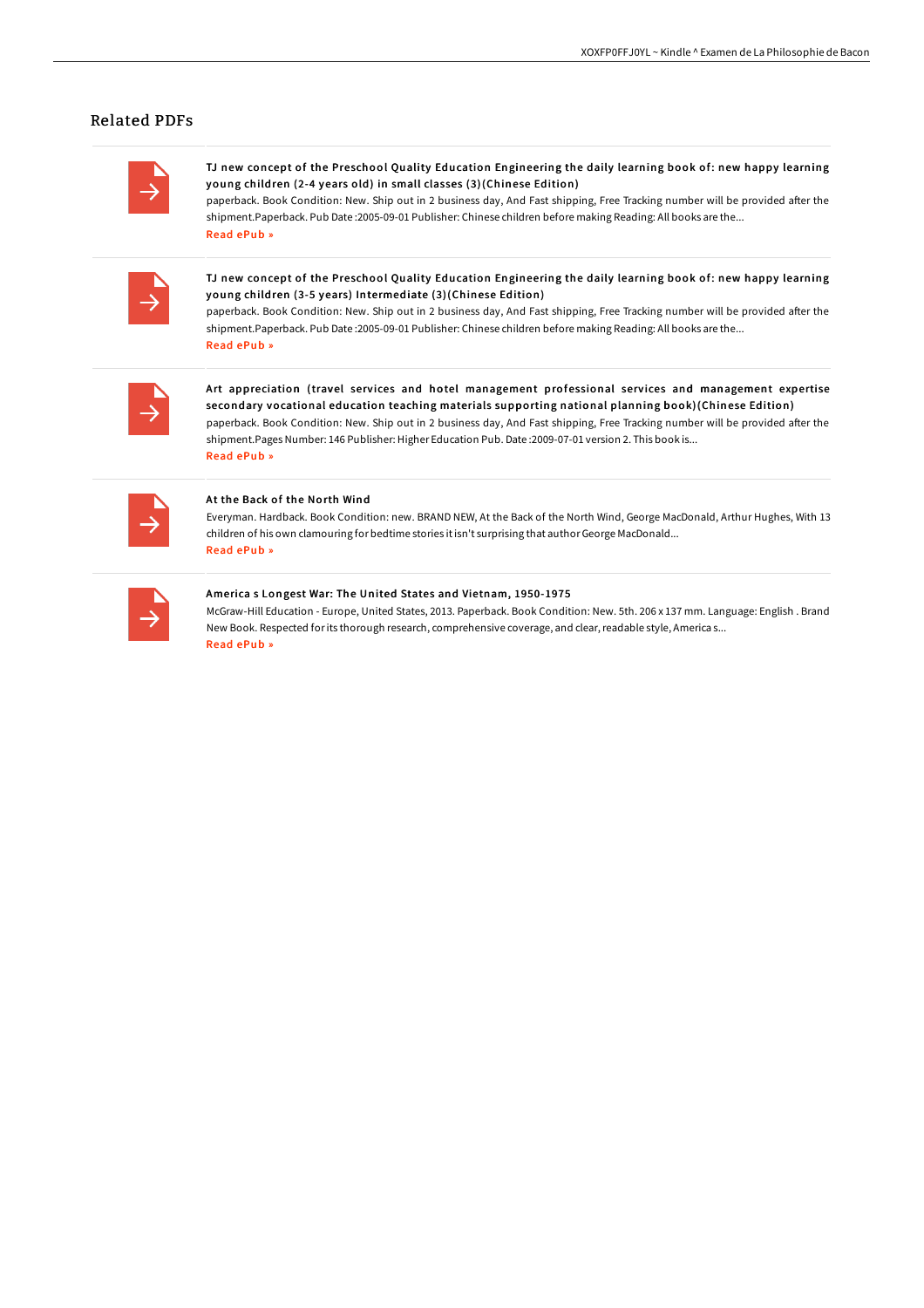## Related PDFs

**TJ new concept of the Preschool Quality Education Engineering the daily learning book of: new happy learning young children (2-4 years old) in small classes (3)(Chinese Edition)**

paperback. Book Condition: New. Ship out in 2 business day, And Fast shipping, Free Tracking number will be provided after the shipment.Paperback. Pub Date :2005-09-01 Publisher: Chinese children before making Reading: All books are the...

Read ePub »

**TJ new concept of the Preschool Quality Education Engineering the daily learning book of: new happy learning young children (3-5 years) Intermediate (3)(Chinese Edition)**

paperback. Book Condition: New. Ship out in 2 business day, And Fast shipping, Free Tracking number will be provided after the shipment.Paperback. Pub Date :2005-09-01 Publisher: Chinese children before making Reading: All books are the...

Read ePub »

**Art appreciation (travel services and hotel management professional services and management expertise secondary vocational education teaching materials supporting national planning book)(Chinese Edition)**

paperback. Book Condition: New. Ship out in 2 business day, And Fast shipping, Free Tracking number will be provided after the shipment.Pages Number: 146 Publisher: Higher Education Pub. Date :2009-07-01 version 2. This book is...

Read ePub »

**At the Back of the North Wind**

Everyman. Hardback. Book Condition: new. BRAND NEW, At the Back of the North Wind, George MacDonald, Arthur Hughes, With 13 children of his own clamouring for bedtime stories it isn't surprising that author George MacDonald...

Read ePub »

**America s Longest War: The United States and Vietnam, 1950-1975**

McGraw-Hill Education - Europe, United States, 2013. Paperback. Book Condition: New. 5th. 206 x 137 mm. Language: English . Brand New Book. Respected for its thorough research, comprehensive coverage, and clear, readable style, America s...

Read ePub »